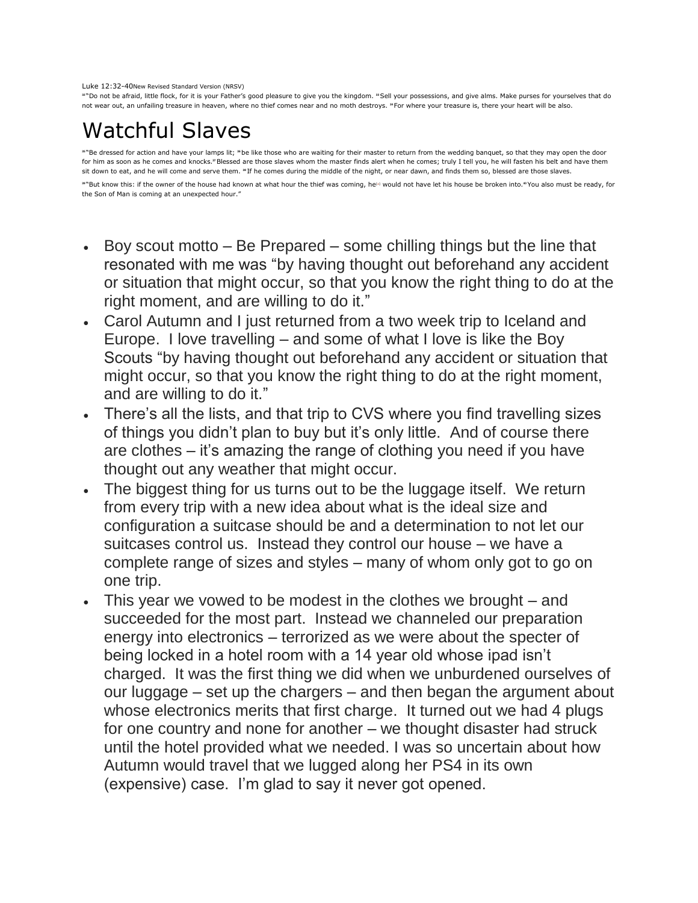Luke 12:32-40New Revised Standard Version (NRSV)

[32] "Do not be afraid, little flock, for it is your Father's good pleasure to give you the kingdom. [33] Sell your possessions, and give alms. Make purses for yourselves that do not wear out, an unfailing treasure in heaven, where no thief comes near and no moth destroys. [34] For where your treasure is, there your heart will be also.

# Watchful Slaves

[35] "Be dressed for action and have your lamps lit; [36] be like those who are waiting for their master to return from the wedding banquet, so that they may open the door for him as soon as he comes and knocks.[37] Blessed are those slaves whom the master finds alert when he comes; truly I tell you, he will fasten his belt and have them sit down to eat, and he will come and serve them. [38] If he comes during the middle of the night, or near dawn, and finds them so, blessed are those slaves.

[39] "But know this: if the owner of the house had known at what hour the thief was coming, he[a] would not have let his house be broken into.[40] You also must be ready, for the Son of Man is coming at an unexpected hour."

- Boy scout motto – Be Prepared – some chilling things but the line that resonated with me was "by having thought out beforehand any accident or situation that might occur, so that you know the right thing to do at the right moment, and are willing to do it."
- Carol Autumn and I just returned from a two week trip to Iceland and Europe. I love travelling – and some of what I love is like the Boy Scouts "by having thought out beforehand any accident or situation that might occur, so that you know the right thing to do at the right moment, and are willing to do it."
- There's all the lists, and that trip to CVS where you find travelling sizes of things you didn't plan to buy but it's only little. And of course there are clothes – it's amazing the range of clothing you need if you have thought out any weather that might occur.
- The biggest thing for us turns out to be the luggage itself. We return from every trip with a new idea about what is the ideal size and configuration a suitcase should be and a determination to not let our suitcases control us. Instead they control our house – we have a complete range of sizes and styles – many of whom only got to go on one trip.
- This year we vowed to be modest in the clothes we brought – and succeeded for the most part. Instead we channeled our preparation energy into electronics – terrorized as we were about the specter of being locked in a hotel room with a 14 year old whose ipad isn't charged. It was the first thing we did when we unburdened ourselves of our luggage – set up the chargers – and then began the argument about whose electronics merits that first charge. It turned out we had 4 plugs for one country and none for another – we thought disaster had struck until the hotel provided what we needed. I was so uncertain about how Autumn would travel that we lugged along her PS4 in its own (expensive) case. I'm glad to say it never got opened.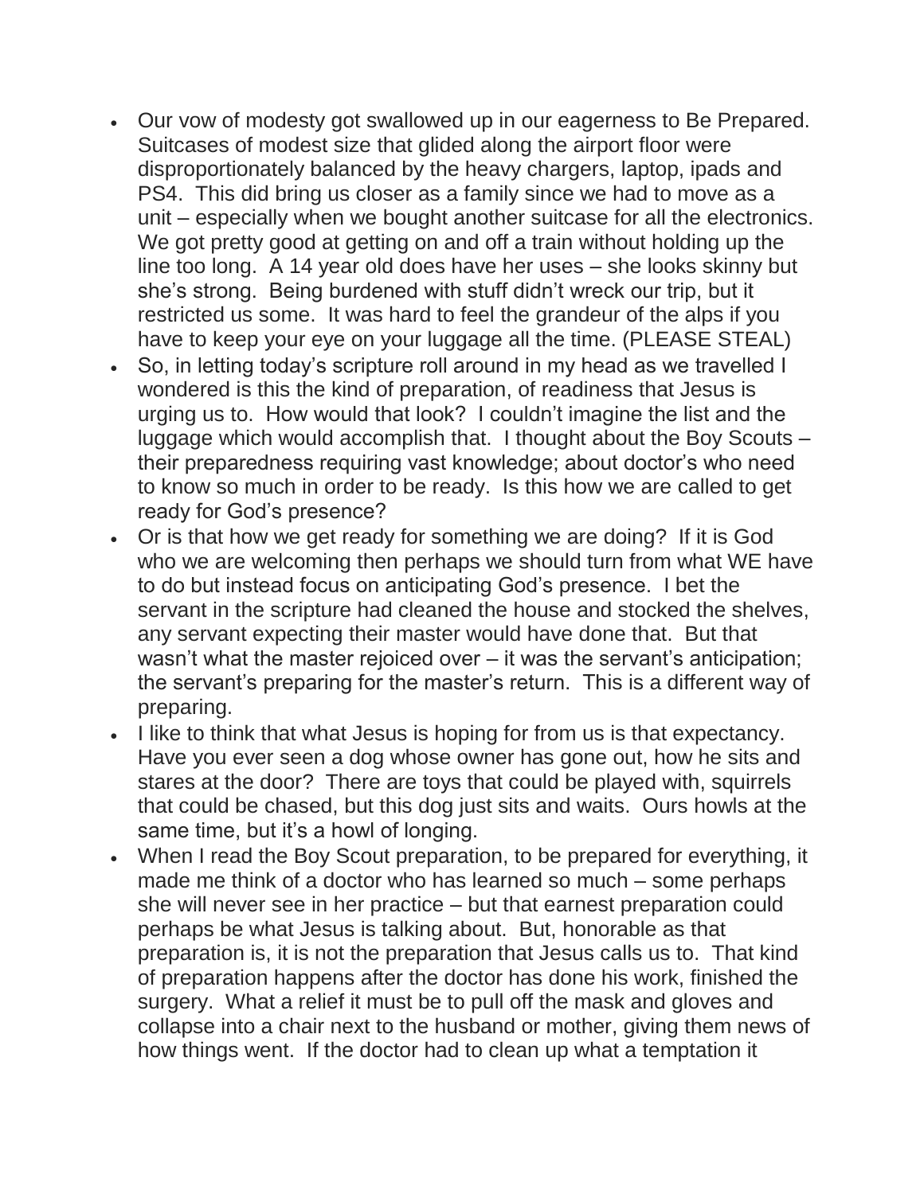- Our vow of modesty got swallowed up in our eagerness to Be Prepared. Suitcases of modest size that glided along the airport floor were disproportionately balanced by the heavy chargers, laptop, ipads and PS4. This did bring us closer as a family since we had to move as a unit – especially when we bought another suitcase for all the electronics. We got pretty good at getting on and off a train without holding up the line too long. A 14 year old does have her uses – she looks skinny but she's strong. Being burdened with stuff didn't wreck our trip, but it restricted us some. It was hard to feel the grandeur of the alps if you have to keep your eye on your luggage all the time. (PLEASE STEAL)
- So, in letting today's scripture roll around in my head as we travelled I wondered is this the kind of preparation, of readiness that Jesus is urging us to. How would that look? I couldn't imagine the list and the luggage which would accomplish that. I thought about the Boy Scouts – their preparedness requiring vast knowledge; about doctor's who need to know so much in order to be ready. Is this how we are called to get ready for God's presence?
- Or is that how we get ready for something we are doing? If it is God who we are welcoming then perhaps we should turn from what WE have to do but instead focus on anticipating God's presence. I bet the servant in the scripture had cleaned the house and stocked the shelves, any servant expecting their master would have done that. But that wasn't what the master rejoiced over – it was the servant's anticipation; the servant's preparing for the master's return. This is a different way of preparing.
- I like to think that what Jesus is hoping for from us is that expectancy. Have you ever seen a dog whose owner has gone out, how he sits and stares at the door? There are toys that could be played with, squirrels that could be chased, but this dog just sits and waits. Ours howls at the same time, but it's a howl of longing.
- When I read the Boy Scout preparation, to be prepared for everything, it made me think of a doctor who has learned so much – some perhaps she will never see in her practice – but that earnest preparation could perhaps be what Jesus is talking about. But, honorable as that preparation is, it is not the preparation that Jesus calls us to. That kind of preparation happens after the doctor has done his work, finished the surgery. What a relief it must be to pull off the mask and gloves and collapse into a chair next to the husband or mother, giving them news of how things went. If the doctor had to clean up what a temptation it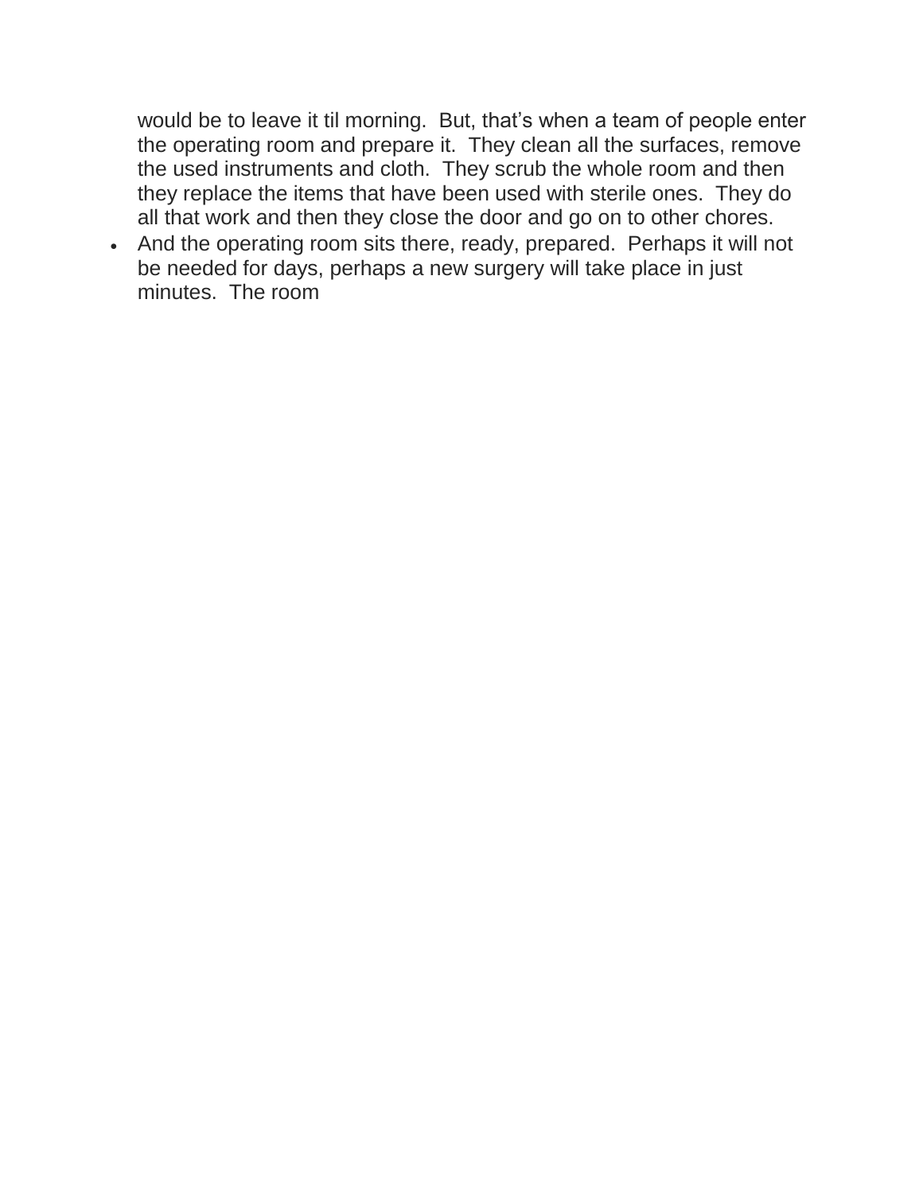would be to leave it til morning.  But, that's when a team of people enter the operating room and prepare it.  They clean all the surfaces, remove the used instruments and cloth.  They scrub the whole room and then they replace the items that have been used with sterile ones.  They do all that work and then they close the door and go on to other chores.

- And the operating room sits there, ready, prepared.  Perhaps it will not be needed for days, perhaps a new surgery will take place in just minutes.  The room